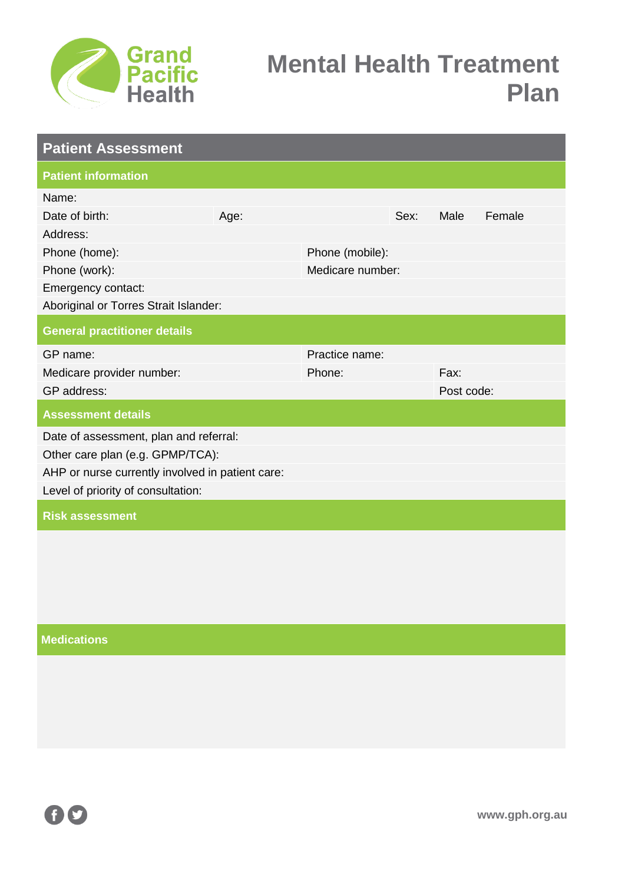Grand Pacific Health

# Mental Health Treatment Plan

## Patient Assessment

### Patient information

| | | | | |
|---|---|---|---|---|
| Name: | | | | |
| Date of birth: | Age: | Sex: | Male | Female |
| Address: | | | | |
| Phone (home): | | Phone (mobile): | | |
| Phone (work): | | Medicare number: | | |
| Emergency contact: | | | | |
| Aboriginal or Torres Strait Islander: | | | | |

### General practitioner details

| | | |
|---|---|---|
| GP name: | Practice name: | |
| Medicare provider number: | Phone: | Fax: |
| GP address: | | Post code: |

### Assessment details

Date of assessment, plan and referral:

Other care plan (e.g. GPMP/TCA):

AHP or nurse currently involved in patient care:

Level of priority of consultation:

### Risk assessment

### Medications

www.gph.org.au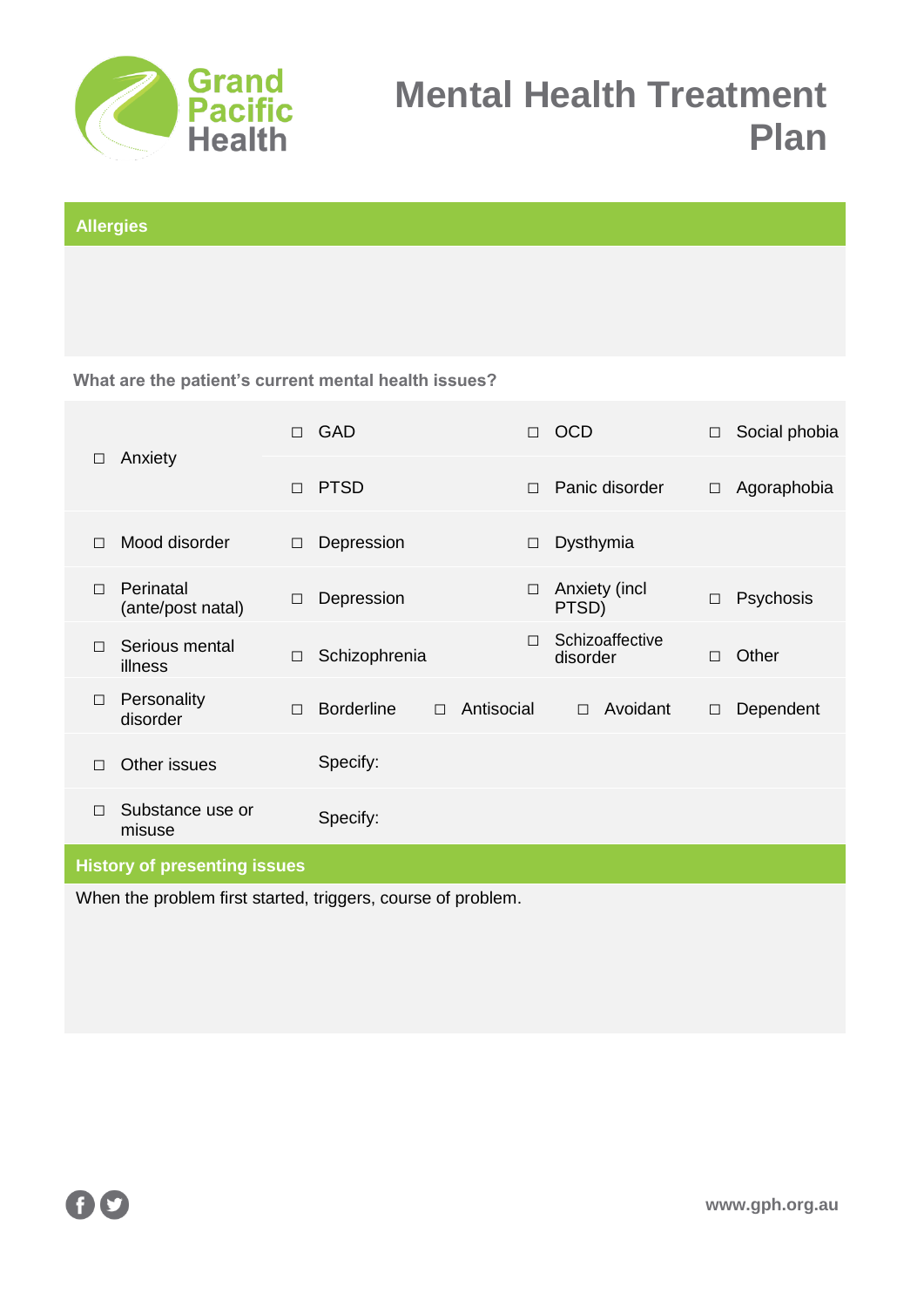# Mental Health Treatment Plan

## Allergies

**What are the patient's current mental health issues?**

| | | | | |
|---|---|---|---|---|
| ☐ Anxiety | ☐ GAD | | ☐ OCD | ☐ Social phobia |
| | ☐ PTSD | | ☐ Panic disorder | ☐ Agoraphobia |
| ☐ Mood disorder | ☐ Depression | | ☐ Dysthymia | |
| ☐ Perinatal (ante/post natal) | ☐ Depression | | ☐ Anxiety (incl PTSD) | ☐ Psychosis |
| ☐ Serious mental illness | ☐ Schizophrenia | | ☐ Schizoaffective disorder | ☐ Other |
| ☐ Personality disorder | ☐ Borderline | ☐ Antisocial | ☐ Avoidant | ☐ Dependent |
| ☐ Other issues | Specify: | | | |
| ☐ Substance use or misuse | Specify: | | | |

## History of presenting issues

When the problem first started, triggers, course of problem.

www.gph.org.au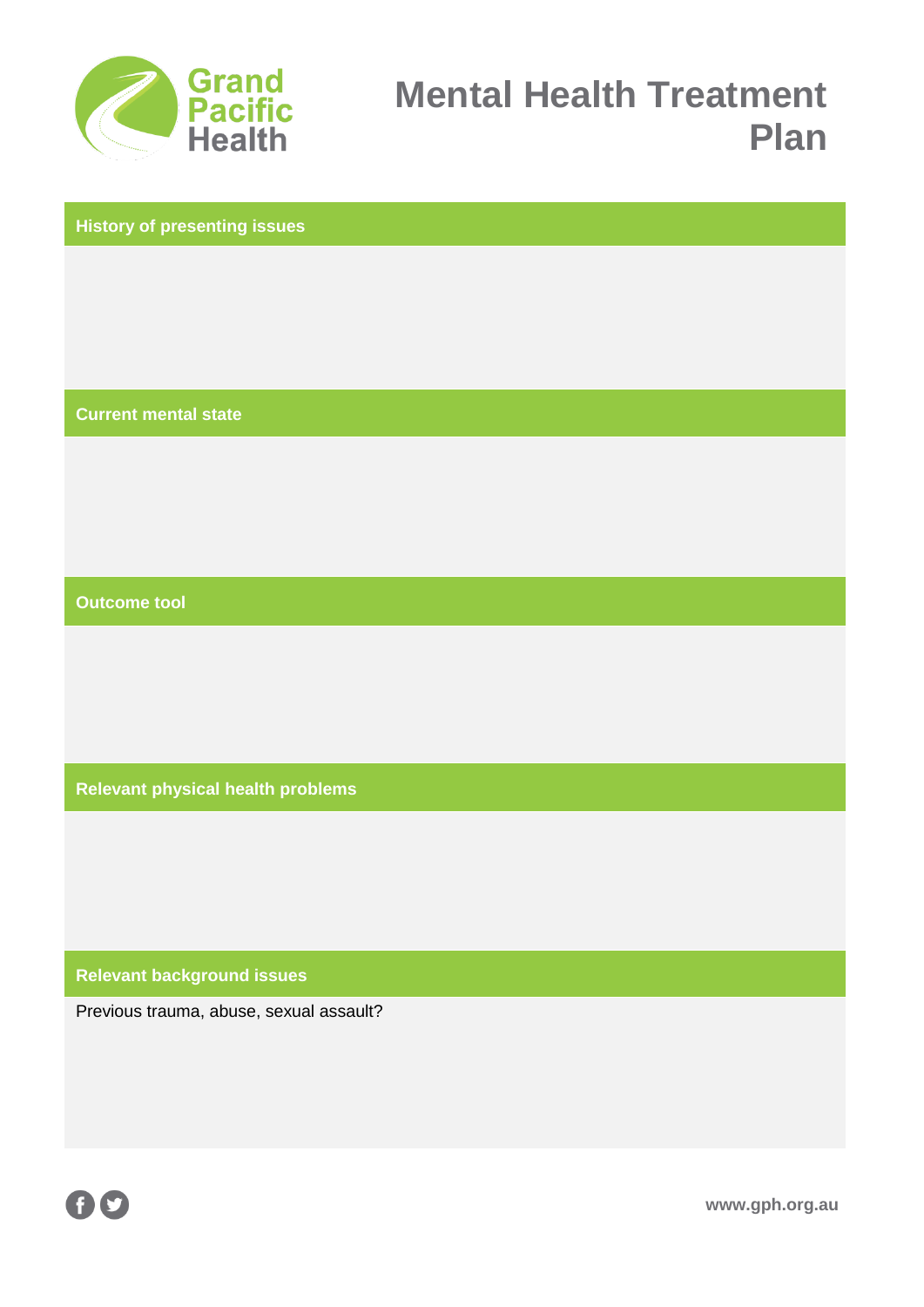Grand Pacific Health

# Mental Health Treatment Plan

## History of presenting issues

## Current mental state

## Outcome tool

## Relevant physical health problems

## Relevant background issues

Previous trauma, abuse, sexual assault?

www.gph.org.au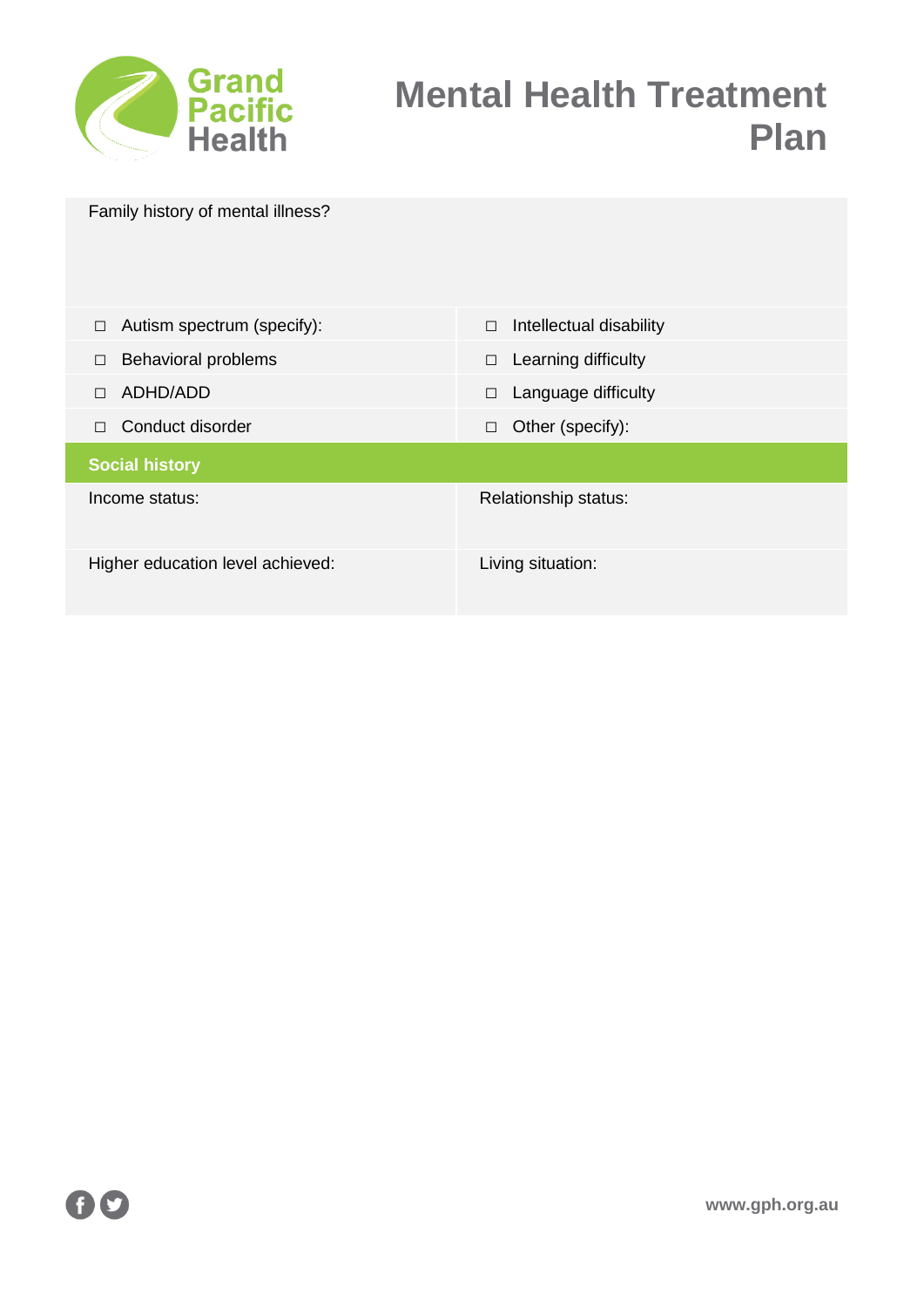# Mental Health Treatment Plan

Family history of mental illness?

| | |
|---|---|
| ◻ Autism spectrum (specify): | ◻ Intellectual disability |
| ◻ Behavioral problems | ◻ Learning difficulty |
| ◻ ADHD/ADD | ◻ Language difficulty |
| ◻ Conduct disorder | ◻ Other (specify): |

## Social history

| | |
|---|---|
| Income status: | Relationship status: |
| Higher education level achieved: | Living situation: |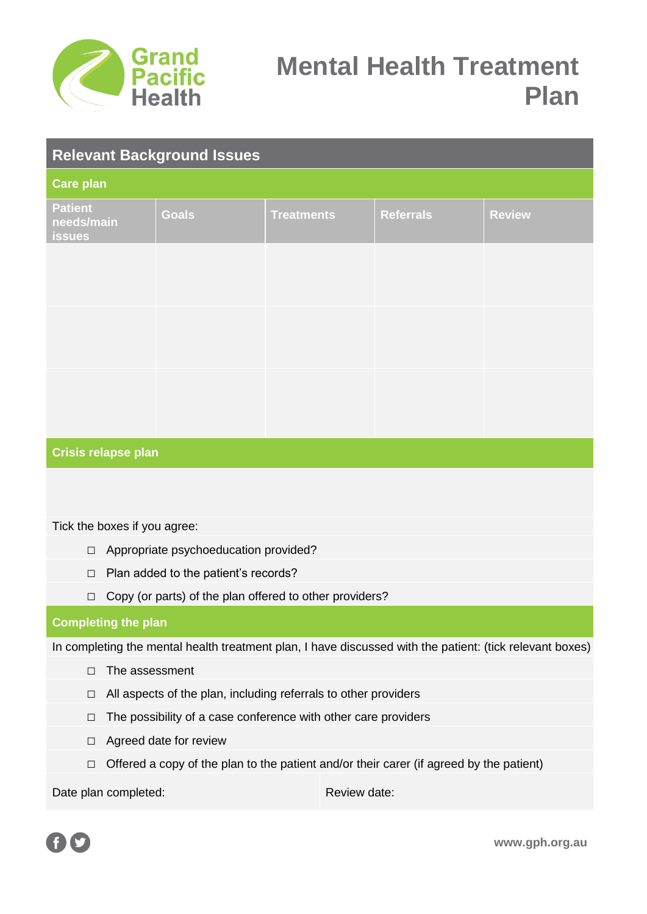# Mental Health Treatment Plan

## Relevant Background Issues

### Care plan

| Patient needs/main issues | Goals | Treatments | Referrals | Review |
|---|---|---|---|---|
| | | | | |
| | | | | |
| | | | | |

### Crisis relapse plan

Tick the boxes if you agree:

- ☐ Appropriate psychoeducation provided?
- ☐ Plan added to the patient's records?
- ☐ Copy (or parts) of the plan offered to other providers?

### Completing the plan

In completing the mental health treatment plan, I have discussed with the patient: (tick relevant boxes)

- ☐ The assessment
- ☐ All aspects of the plan, including referrals to other providers
- ☐ The possibility of a case conference with other care providers
- ☐ Agreed date for review
- ☐ Offered a copy of the plan to the patient and/or their carer (if agreed by the patient)

Date plan completed:

Review date:

www.gph.org.au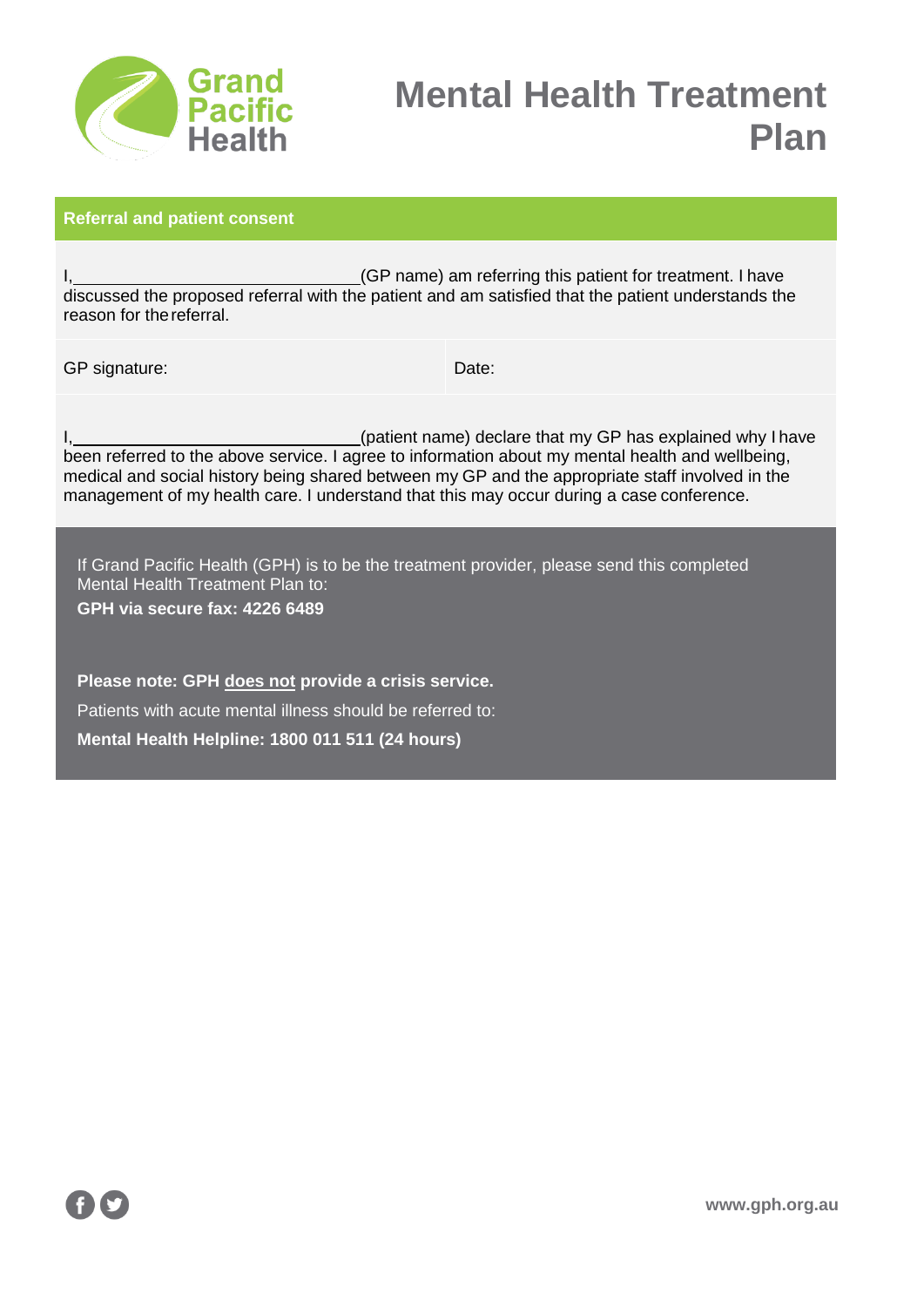Grand Pacific Health

# Mental Health Treatment Plan

## Referral and patient consent

I,______________________________(GP name) am referring this patient for treatment. I have discussed the proposed referral with the patient and am satisfied that the patient understands the reason for the referral.

| | |
|---|---|
| GP signature: | Date: |

I,______________________________(patient name) declare that my GP has explained why I have been referred to the above service. I agree to information about my mental health and wellbeing, medical and social history being shared between my GP and the appropriate staff involved in the management of my health care. I understand that this may occur during a case conference.

If Grand Pacific Health (GPH) is to be the treatment provider, please send this completed Mental Health Treatment Plan to:

**GPH via secure fax: 4226 6489**

**Please note: GPH does not provide a crisis service.**

Patients with acute mental illness should be referred to:

**Mental Health Helpline: 1800 011 511 (24 hours)**

www.gph.org.au